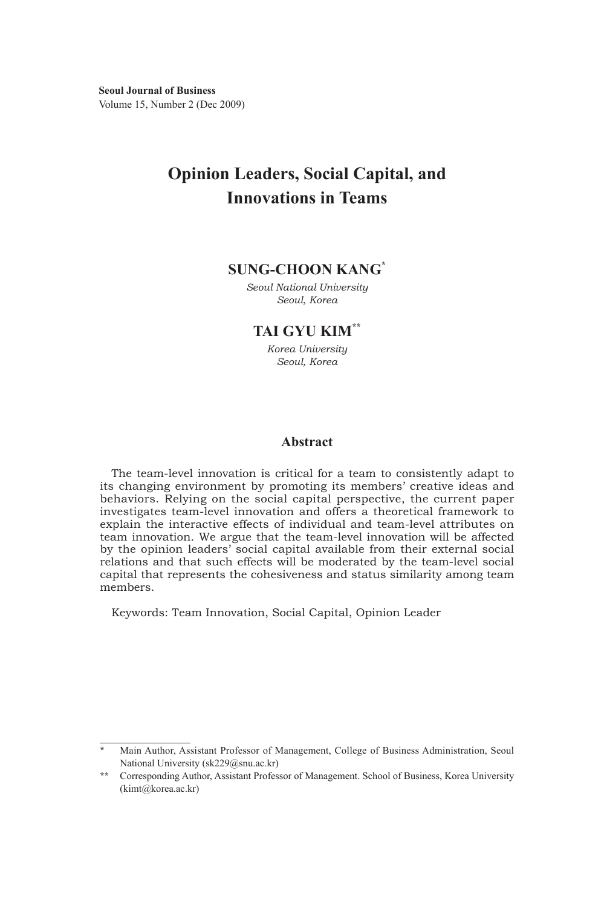**Seoul Journal of Business**
Volume 15, Number 2 (Dec 2009)

# Opinion Leaders, Social Capital, and Innovations in Teams

**SUNG-CHOON KANG***

*Seoul National University*
*Seoul, Korea*

**TAI GYU KIM****

*Korea University*
*Seoul, Korea*

## Abstract

The team-level innovation is critical for a team to consistently adapt to its changing environment by promoting its members' creative ideas and behaviors. Relying on the social capital perspective, the current paper investigates team-level innovation and offers a theoretical framework to explain the interactive effects of individual and team-level attributes on team innovation. We argue that the team-level innovation will be affected by the opinion leaders' social capital available from their external social relations and that such effects will be moderated by the team-level social capital that represents the cohesiveness and status similarity among team members.

Keywords: Team Innovation, Social Capital, Opinion Leader

---

\* Main Author, Assistant Professor of Management, College of Business Administration, Seoul National University (sk229@snu.ac.kr)

\*\* Corresponding Author, Assistant Professor of Management. School of Business, Korea University (kimt@korea.ac.kr)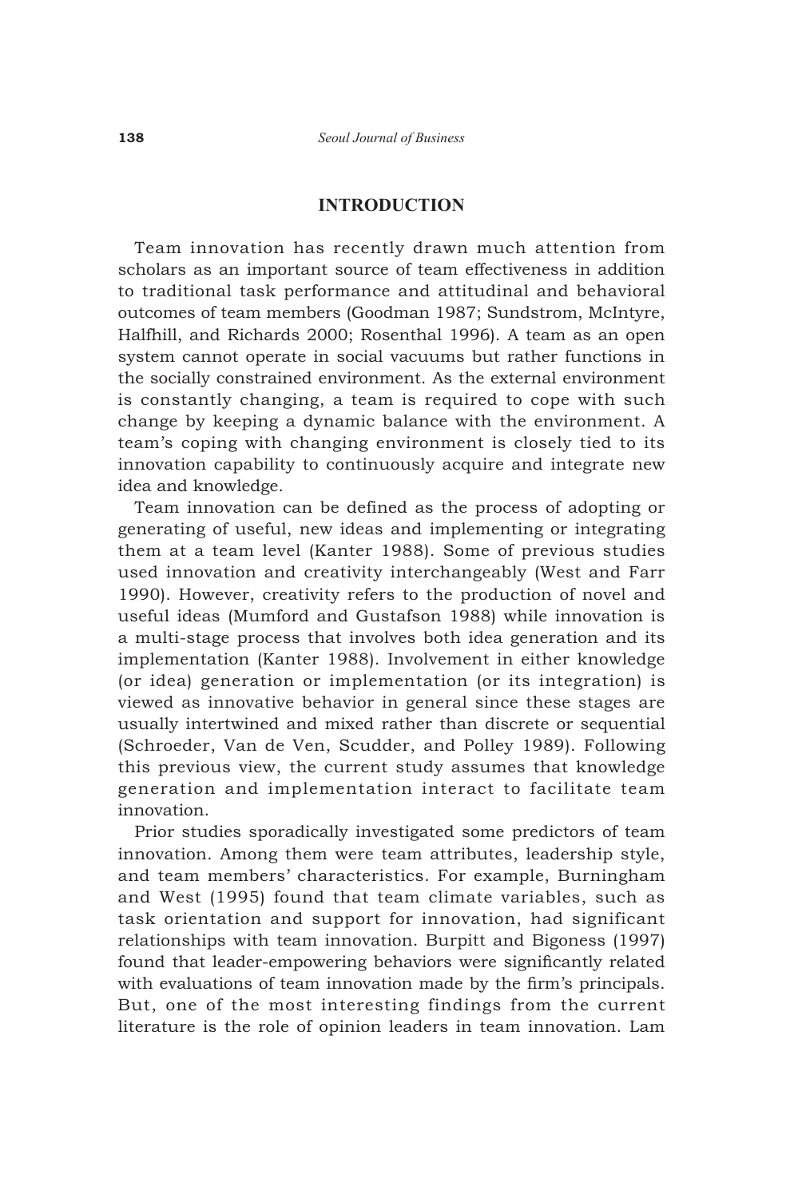## INTRODUCTION

Team innovation has recently drawn much attention from scholars as an important source of team effectiveness in addition to traditional task performance and attitudinal and behavioral outcomes of team members (Goodman 1987; Sundstrom, McIntyre, Halfhill, and Richards 2000; Rosenthal 1996). A team as an open system cannot operate in social vacuums but rather functions in the socially constrained environment. As the external environment is constantly changing, a team is required to cope with such change by keeping a dynamic balance with the environment. A team's coping with changing environment is closely tied to its innovation capability to continuously acquire and integrate new idea and knowledge.

Team innovation can be defined as the process of adopting or generating of useful, new ideas and implementing or integrating them at a team level (Kanter 1988). Some of previous studies used innovation and creativity interchangeably (West and Farr 1990). However, creativity refers to the production of novel and useful ideas (Mumford and Gustafson 1988) while innovation is a multi-stage process that involves both idea generation and its implementation (Kanter 1988). Involvement in either knowledge (or idea) generation or implementation (or its integration) is viewed as innovative behavior in general since these stages are usually intertwined and mixed rather than discrete or sequential (Schroeder, Van de Ven, Scudder, and Polley 1989). Following this previous view, the current study assumes that knowledge generation and implementation interact to facilitate team innovation.

Prior studies sporadically investigated some predictors of team innovation. Among them were team attributes, leadership style, and team members' characteristics. For example, Burningham and West (1995) found that team climate variables, such as task orientation and support for innovation, had significant relationships with team innovation. Burpitt and Bigoness (1997) found that leader-empowering behaviors were significantly related with evaluations of team innovation made by the firm's principals. But, one of the most interesting findings from the current literature is the role of opinion leaders in team innovation. Lam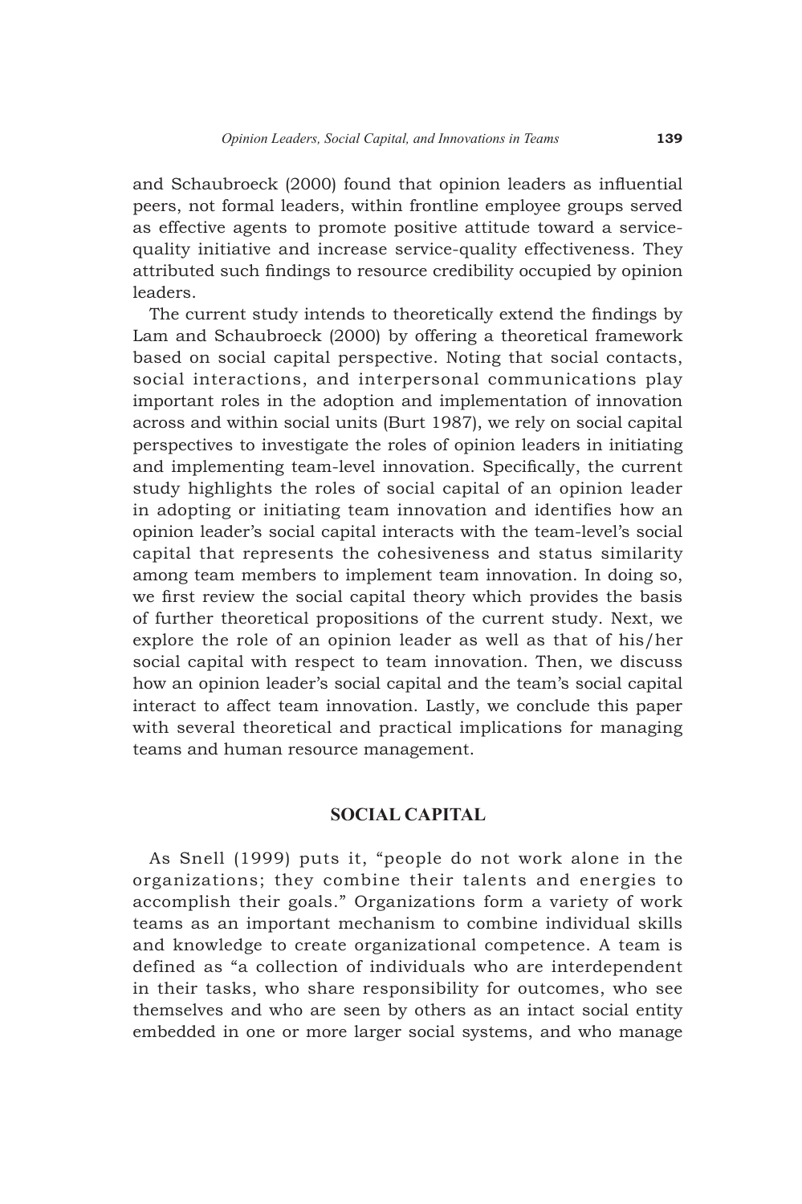and Schaubroeck (2000) found that opinion leaders as influential peers, not formal leaders, within frontline employee groups served as effective agents to promote positive attitude toward a service-quality initiative and increase service-quality effectiveness. They attributed such findings to resource credibility occupied by opinion leaders.

The current study intends to theoretically extend the findings by Lam and Schaubroeck (2000) by offering a theoretical framework based on social capital perspective. Noting that social contacts, social interactions, and interpersonal communications play important roles in the adoption and implementation of innovation across and within social units (Burt 1987), we rely on social capital perspectives to investigate the roles of opinion leaders in initiating and implementing team-level innovation. Specifically, the current study highlights the roles of social capital of an opinion leader in adopting or initiating team innovation and identifies how an opinion leader's social capital interacts with the team-level's social capital that represents the cohesiveness and status similarity among team members to implement team innovation. In doing so, we first review the social capital theory which provides the basis of further theoretical propositions of the current study. Next, we explore the role of an opinion leader as well as that of his/her social capital with respect to team innovation. Then, we discuss how an opinion leader's social capital and the team's social capital interact to affect team innovation. Lastly, we conclude this paper with several theoretical and practical implications for managing teams and human resource management.

## SOCIAL CAPITAL

As Snell (1999) puts it, "people do not work alone in the organizations; they combine their talents and energies to accomplish their goals." Organizations form a variety of work teams as an important mechanism to combine individual skills and knowledge to create organizational competence. A team is defined as "a collection of individuals who are interdependent in their tasks, who share responsibility for outcomes, who see themselves and who are seen by others as an intact social entity embedded in one or more larger social systems, and who manage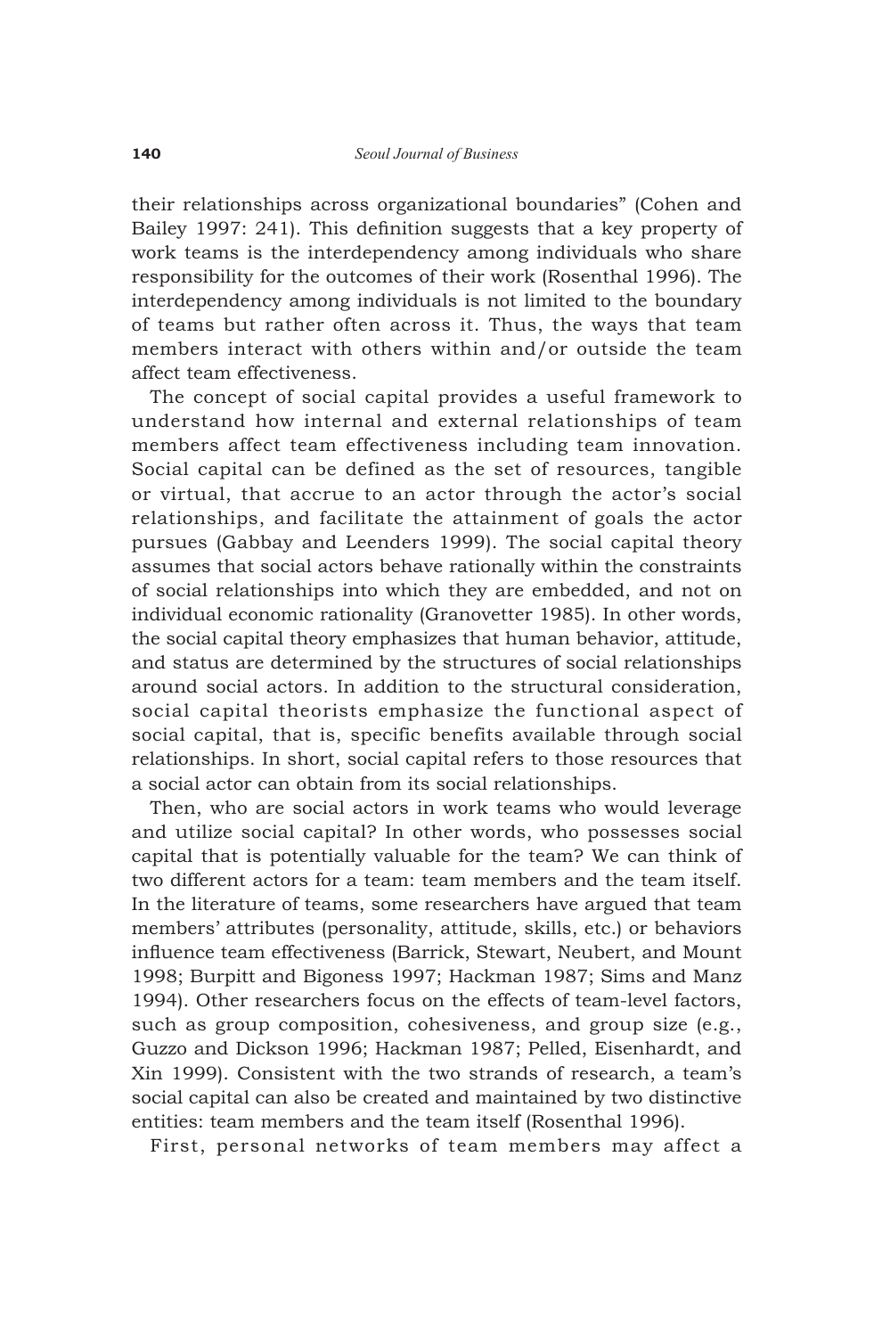their relationships across organizational boundaries" (Cohen and Bailey 1997: 241). This definition suggests that a key property of work teams is the interdependency among individuals who share responsibility for the outcomes of their work (Rosenthal 1996). The interdependency among individuals is not limited to the boundary of teams but rather often across it. Thus, the ways that team members interact with others within and/or outside the team affect team effectiveness.

The concept of social capital provides a useful framework to understand how internal and external relationships of team members affect team effectiveness including team innovation. Social capital can be defined as the set of resources, tangible or virtual, that accrue to an actor through the actor's social relationships, and facilitate the attainment of goals the actor pursues (Gabbay and Leenders 1999). The social capital theory assumes that social actors behave rationally within the constraints of social relationships into which they are embedded, and not on individual economic rationality (Granovetter 1985). In other words, the social capital theory emphasizes that human behavior, attitude, and status are determined by the structures of social relationships around social actors. In addition to the structural consideration, social capital theorists emphasize the functional aspect of social capital, that is, specific benefits available through social relationships. In short, social capital refers to those resources that a social actor can obtain from its social relationships.

Then, who are social actors in work teams who would leverage and utilize social capital? In other words, who possesses social capital that is potentially valuable for the team? We can think of two different actors for a team: team members and the team itself. In the literature of teams, some researchers have argued that team members' attributes (personality, attitude, skills, etc.) or behaviors influence team effectiveness (Barrick, Stewart, Neubert, and Mount 1998; Burpitt and Bigoness 1997; Hackman 1987; Sims and Manz 1994). Other researchers focus on the effects of team-level factors, such as group composition, cohesiveness, and group size (e.g., Guzzo and Dickson 1996; Hackman 1987; Pelled, Eisenhardt, and Xin 1999). Consistent with the two strands of research, a team's social capital can also be created and maintained by two distinctive entities: team members and the team itself (Rosenthal 1996).

First, personal networks of team members may affect a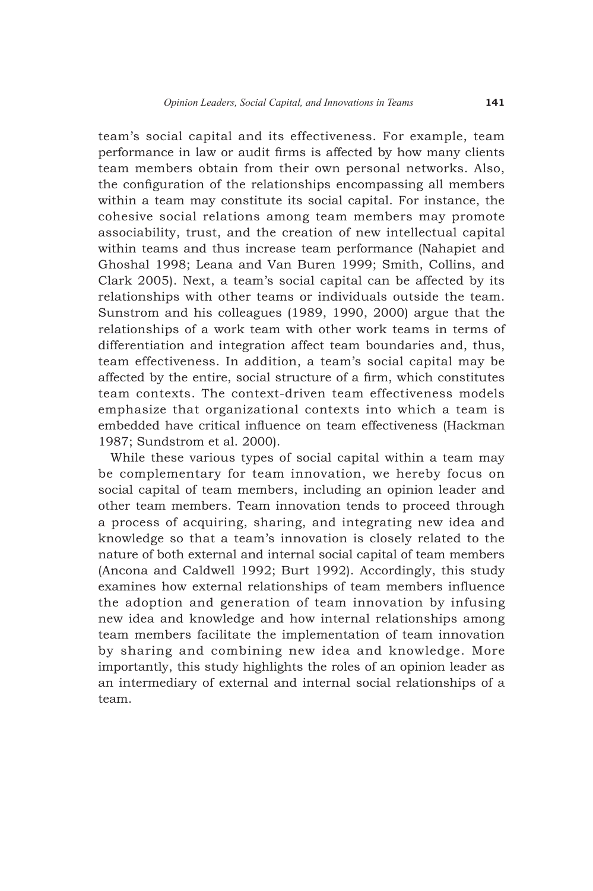team's social capital and its effectiveness. For example, team performance in law or audit firms is affected by how many clients team members obtain from their own personal networks. Also, the configuration of the relationships encompassing all members within a team may constitute its social capital. For instance, the cohesive social relations among team members may promote associability, trust, and the creation of new intellectual capital within teams and thus increase team performance (Nahapiet and Ghoshal 1998; Leana and Van Buren 1999; Smith, Collins, and Clark 2005). Next, a team's social capital can be affected by its relationships with other teams or individuals outside the team. Sunstrom and his colleagues (1989, 1990, 2000) argue that the relationships of a work team with other work teams in terms of differentiation and integration affect team boundaries and, thus, team effectiveness. In addition, a team's social capital may be affected by the entire, social structure of a firm, which constitutes team contexts. The context-driven team effectiveness models emphasize that organizational contexts into which a team is embedded have critical influence on team effectiveness (Hackman 1987; Sundstrom et al. 2000).

While these various types of social capital within a team may be complementary for team innovation, we hereby focus on social capital of team members, including an opinion leader and other team members. Team innovation tends to proceed through a process of acquiring, sharing, and integrating new idea and knowledge so that a team's innovation is closely related to the nature of both external and internal social capital of team members (Ancona and Caldwell 1992; Burt 1992). Accordingly, this study examines how external relationships of team members influence the adoption and generation of team innovation by infusing new idea and knowledge and how internal relationships among team members facilitate the implementation of team innovation by sharing and combining new idea and knowledge. More importantly, this study highlights the roles of an opinion leader as an intermediary of external and internal social relationships of a team.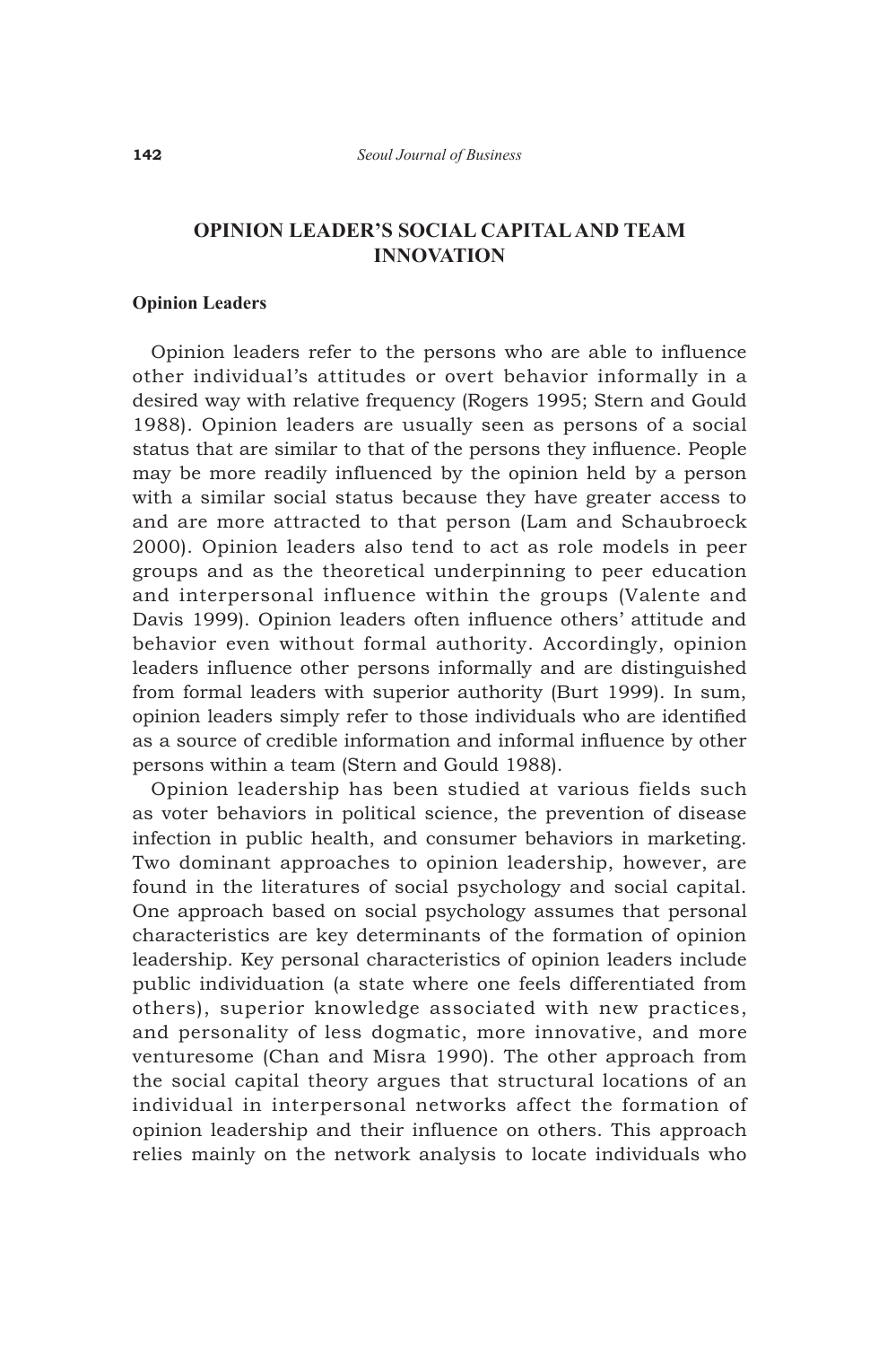## OPINION LEADER'S SOCIAL CAPITAL AND TEAM INNOVATION

### Opinion Leaders

Opinion leaders refer to the persons who are able to influence other individual's attitudes or overt behavior informally in a desired way with relative frequency (Rogers 1995; Stern and Gould 1988). Opinion leaders are usually seen as persons of a social status that are similar to that of the persons they influence. People may be more readily influenced by the opinion held by a person with a similar social status because they have greater access to and are more attracted to that person (Lam and Schaubroeck 2000). Opinion leaders also tend to act as role models in peer groups and as the theoretical underpinning to peer education and interpersonal influence within the groups (Valente and Davis 1999). Opinion leaders often influence others' attitude and behavior even without formal authority. Accordingly, opinion leaders influence other persons informally and are distinguished from formal leaders with superior authority (Burt 1999). In sum, opinion leaders simply refer to those individuals who are identified as a source of credible information and informal influence by other persons within a team (Stern and Gould 1988).

Opinion leadership has been studied at various fields such as voter behaviors in political science, the prevention of disease infection in public health, and consumer behaviors in marketing. Two dominant approaches to opinion leadership, however, are found in the literatures of social psychology and social capital. One approach based on social psychology assumes that personal characteristics are key determinants of the formation of opinion leadership. Key personal characteristics of opinion leaders include public individuation (a state where one feels differentiated from others), superior knowledge associated with new practices, and personality of less dogmatic, more innovative, and more venturesome (Chan and Misra 1990). The other approach from the social capital theory argues that structural locations of an individual in interpersonal networks affect the formation of opinion leadership and their influence on others. This approach relies mainly on the network analysis to locate individuals who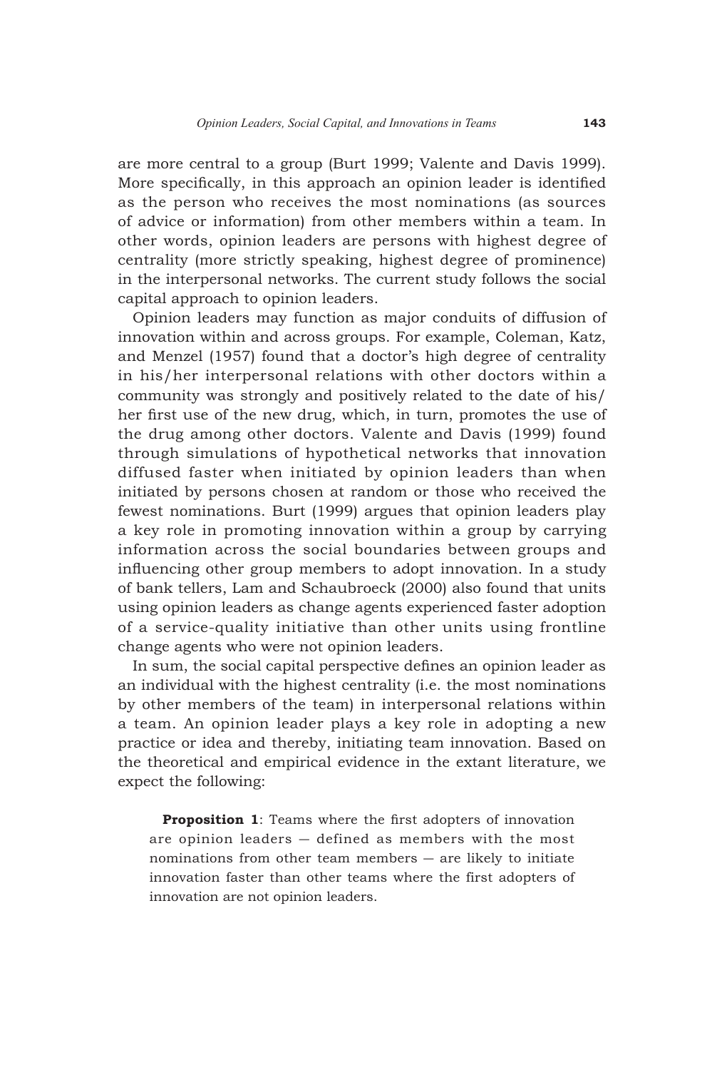are more central to a group (Burt 1999; Valente and Davis 1999). More specifically, in this approach an opinion leader is identified as the person who receives the most nominations (as sources of advice or information) from other members within a team. In other words, opinion leaders are persons with highest degree of centrality (more strictly speaking, highest degree of prominence) in the interpersonal networks. The current study follows the social capital approach to opinion leaders.

Opinion leaders may function as major conduits of diffusion of innovation within and across groups. For example, Coleman, Katz, and Menzel (1957) found that a doctor's high degree of centrality in his/her interpersonal relations with other doctors within a community was strongly and positively related to the date of his/her first use of the new drug, which, in turn, promotes the use of the drug among other doctors. Valente and Davis (1999) found through simulations of hypothetical networks that innovation diffused faster when initiated by opinion leaders than when initiated by persons chosen at random or those who received the fewest nominations. Burt (1999) argues that opinion leaders play a key role in promoting innovation within a group by carrying information across the social boundaries between groups and influencing other group members to adopt innovation. In a study of bank tellers, Lam and Schaubroeck (2000) also found that units using opinion leaders as change agents experienced faster adoption of a service-quality initiative than other units using frontline change agents who were not opinion leaders.

In sum, the social capital perspective defines an opinion leader as an individual with the highest centrality (i.e. the most nominations by other members of the team) in interpersonal relations within a team. An opinion leader plays a key role in adopting a new practice or idea and thereby, initiating team innovation. Based on the theoretical and empirical evidence in the extant literature, we expect the following:

> **Proposition 1**: Teams where the first adopters of innovation are opinion leaders — defined as members with the most nominations from other team members — are likely to initiate innovation faster than other teams where the first adopters of innovation are not opinion leaders.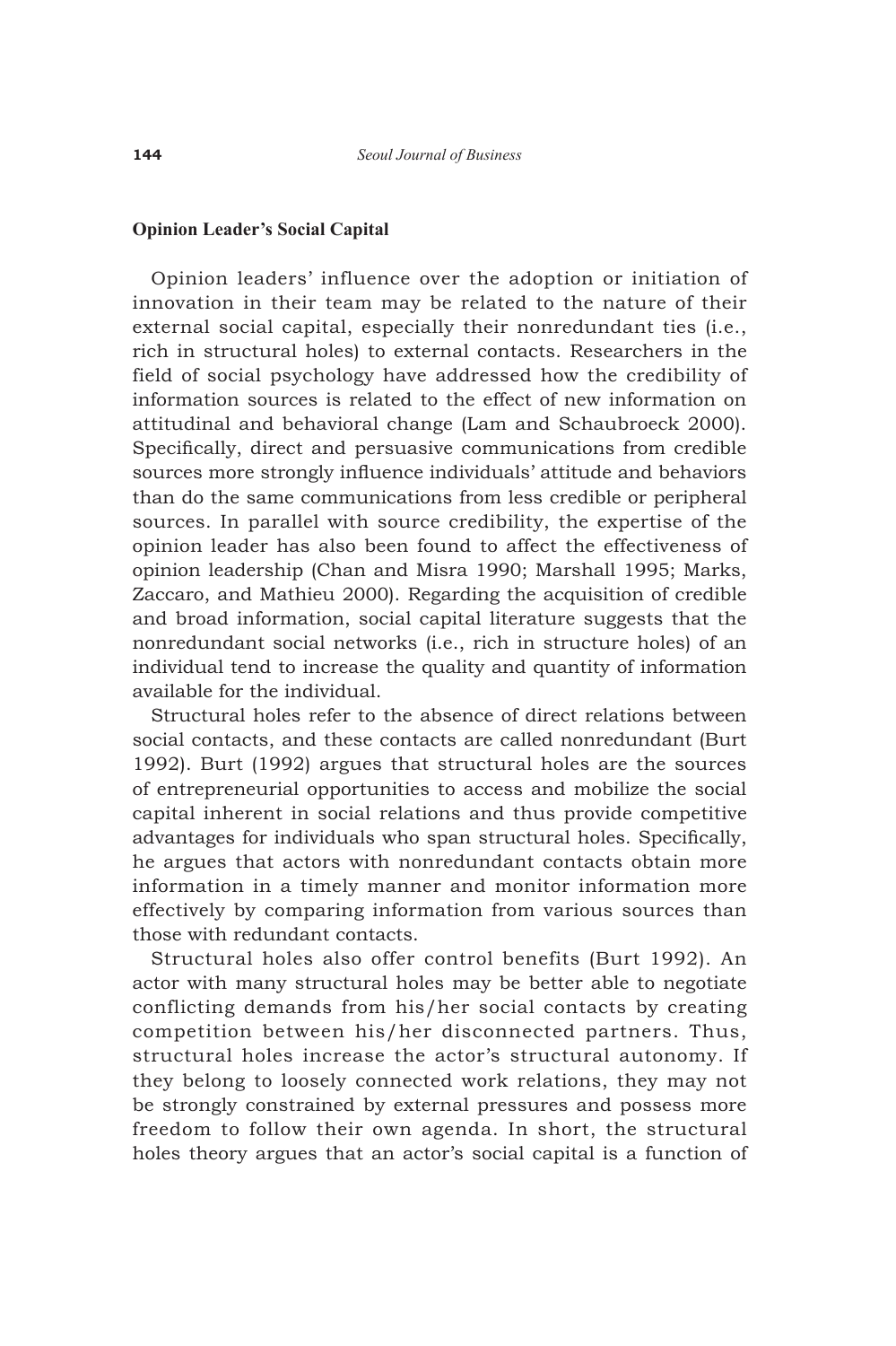### Opinion Leader's Social Capital

Opinion leaders' influence over the adoption or initiation of innovation in their team may be related to the nature of their external social capital, especially their nonredundant ties (i.e., rich in structural holes) to external contacts. Researchers in the field of social psychology have addressed how the credibility of information sources is related to the effect of new information on attitudinal and behavioral change (Lam and Schaubroeck 2000). Specifically, direct and persuasive communications from credible sources more strongly influence individuals' attitude and behaviors than do the same communications from less credible or peripheral sources. In parallel with source credibility, the expertise of the opinion leader has also been found to affect the effectiveness of opinion leadership (Chan and Misra 1990; Marshall 1995; Marks, Zaccaro, and Mathieu 2000). Regarding the acquisition of credible and broad information, social capital literature suggests that the nonredundant social networks (i.e., rich in structure holes) of an individual tend to increase the quality and quantity of information available for the individual.

Structural holes refer to the absence of direct relations between social contacts, and these contacts are called nonredundant (Burt 1992). Burt (1992) argues that structural holes are the sources of entrepreneurial opportunities to access and mobilize the social capital inherent in social relations and thus provide competitive advantages for individuals who span structural holes. Specifically, he argues that actors with nonredundant contacts obtain more information in a timely manner and monitor information more effectively by comparing information from various sources than those with redundant contacts.

Structural holes also offer control benefits (Burt 1992). An actor with many structural holes may be better able to negotiate conflicting demands from his/her social contacts by creating competition between his/her disconnected partners. Thus, structural holes increase the actor's structural autonomy. If they belong to loosely connected work relations, they may not be strongly constrained by external pressures and possess more freedom to follow their own agenda. In short, the structural holes theory argues that an actor's social capital is a function of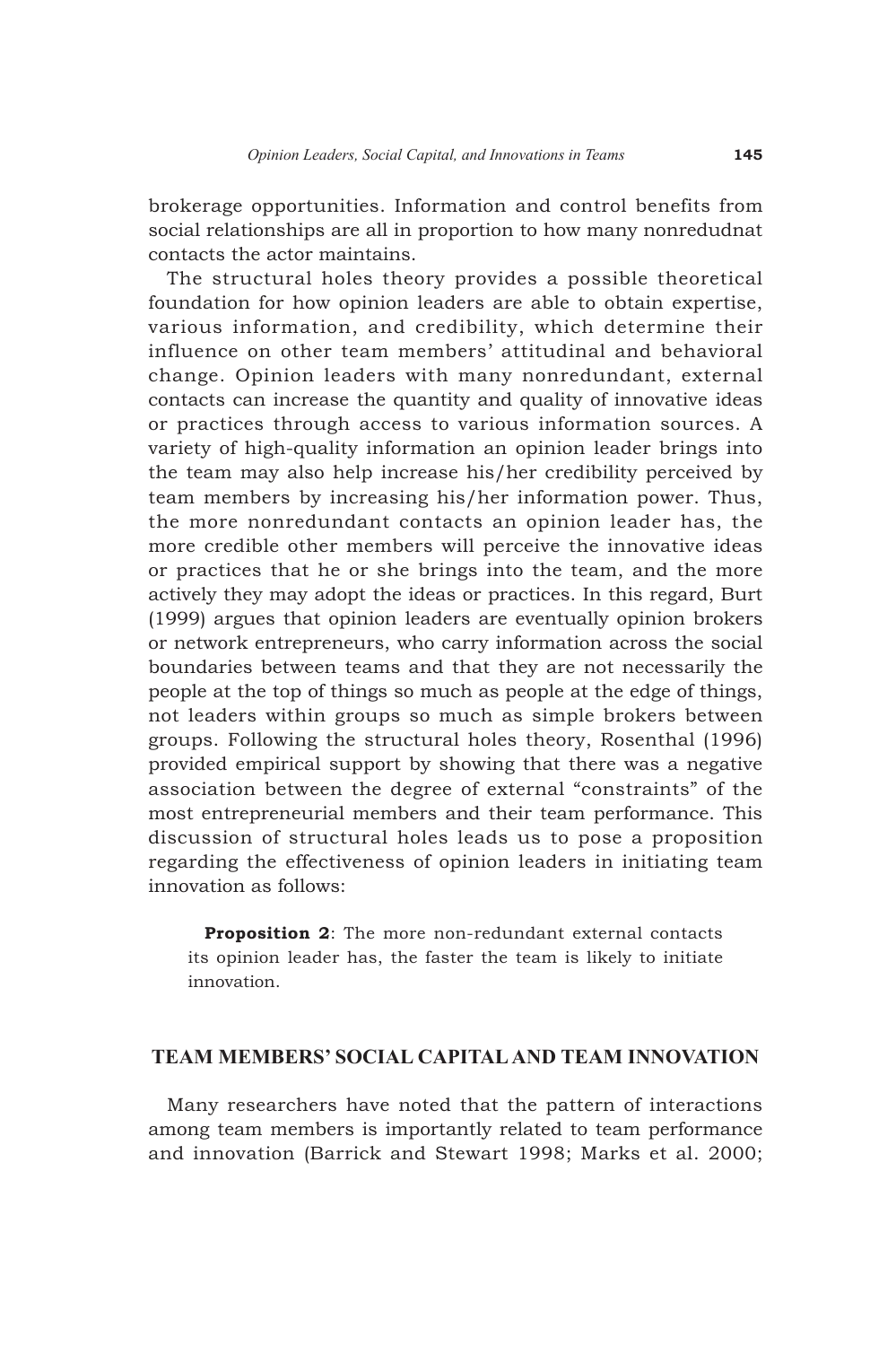brokerage opportunities. Information and control benefits from social relationships are all in proportion to how many nonredudnat contacts the actor maintains.

The structural holes theory provides a possible theoretical foundation for how opinion leaders are able to obtain expertise, various information, and credibility, which determine their influence on other team members' attitudinal and behavioral change. Opinion leaders with many nonredundant, external contacts can increase the quantity and quality of innovative ideas or practices through access to various information sources. A variety of high-quality information an opinion leader brings into the team may also help increase his/her credibility perceived by team members by increasing his/her information power. Thus, the more nonredundant contacts an opinion leader has, the more credible other members will perceive the innovative ideas or practices that he or she brings into the team, and the more actively they may adopt the ideas or practices. In this regard, Burt (1999) argues that opinion leaders are eventually opinion brokers or network entrepreneurs, who carry information across the social boundaries between teams and that they are not necessarily the people at the top of things so much as people at the edge of things, not leaders within groups so much as simple brokers between groups. Following the structural holes theory, Rosenthal (1996) provided empirical support by showing that there was a negative association between the degree of external "constraints" of the most entrepreneurial members and their team performance. This discussion of structural holes leads us to pose a proposition regarding the effectiveness of opinion leaders in initiating team innovation as follows:

> **Proposition 2**: The more non-redundant external contacts its opinion leader has, the faster the team is likely to initiate innovation.

## TEAM MEMBERS' SOCIAL CAPITAL AND TEAM INNOVATION

Many researchers have noted that the pattern of interactions among team members is importantly related to team performance and innovation (Barrick and Stewart 1998; Marks et al. 2000;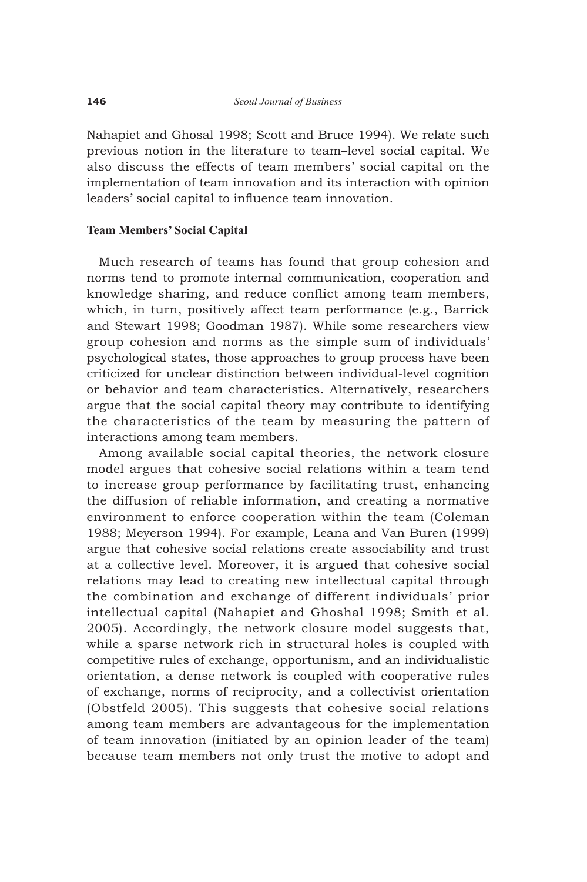Nahapiet and Ghosal 1998; Scott and Bruce 1994). We relate such previous notion in the literature to team–level social capital. We also discuss the effects of team members' social capital on the implementation of team innovation and its interaction with opinion leaders' social capital to influence team innovation.

### Team Members' Social Capital

Much research of teams has found that group cohesion and norms tend to promote internal communication, cooperation and knowledge sharing, and reduce conflict among team members, which, in turn, positively affect team performance (e.g., Barrick and Stewart 1998; Goodman 1987). While some researchers view group cohesion and norms as the simple sum of individuals' psychological states, those approaches to group process have been criticized for unclear distinction between individual-level cognition or behavior and team characteristics. Alternatively, researchers argue that the social capital theory may contribute to identifying the characteristics of the team by measuring the pattern of interactions among team members.

Among available social capital theories, the network closure model argues that cohesive social relations within a team tend to increase group performance by facilitating trust, enhancing the diffusion of reliable information, and creating a normative environment to enforce cooperation within the team (Coleman 1988; Meyerson 1994). For example, Leana and Van Buren (1999) argue that cohesive social relations create associability and trust at a collective level. Moreover, it is argued that cohesive social relations may lead to creating new intellectual capital through the combination and exchange of different individuals' prior intellectual capital (Nahapiet and Ghoshal 1998; Smith et al. 2005). Accordingly, the network closure model suggests that, while a sparse network rich in structural holes is coupled with competitive rules of exchange, opportunism, and an individualistic orientation, a dense network is coupled with cooperative rules of exchange, norms of reciprocity, and a collectivist orientation (Obstfeld 2005). This suggests that cohesive social relations among team members are advantageous for the implementation of team innovation (initiated by an opinion leader of the team) because team members not only trust the motive to adopt and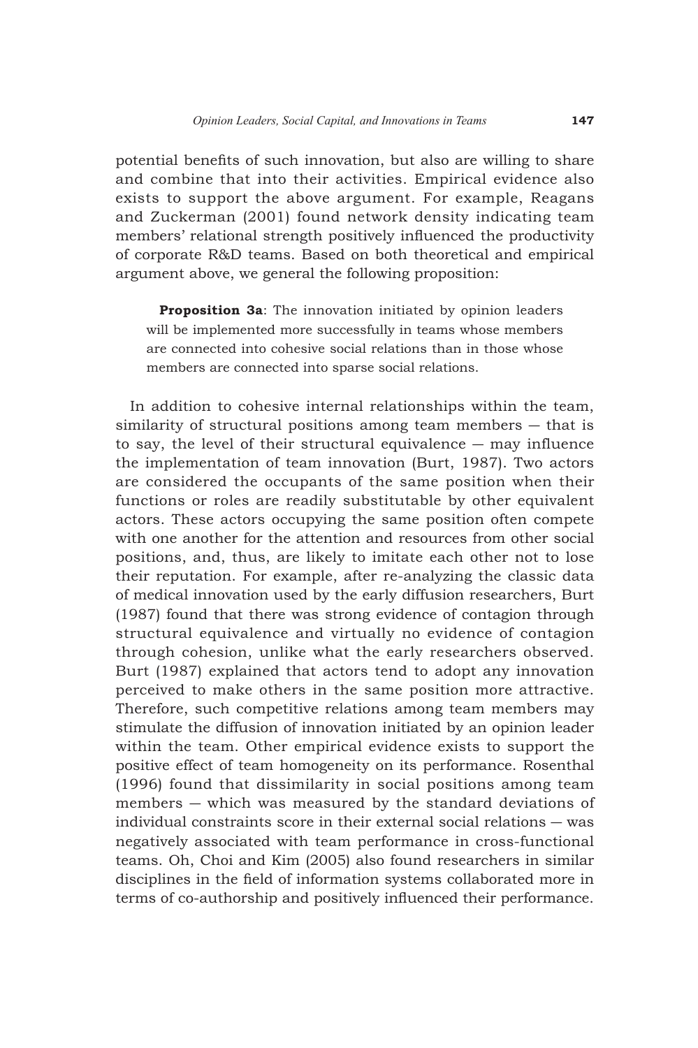potential benefits of such innovation, but also are willing to share and combine that into their activities. Empirical evidence also exists to support the above argument. For example, Reagans and Zuckerman (2001) found network density indicating team members' relational strength positively influenced the productivity of corporate R&D teams. Based on both theoretical and empirical argument above, we general the following proposition:

> **Proposition 3a**: The innovation initiated by opinion leaders will be implemented more successfully in teams whose members are connected into cohesive social relations than in those whose members are connected into sparse social relations.

In addition to cohesive internal relationships within the team, similarity of structural positions among team members — that is to say, the level of their structural equivalence — may influence the implementation of team innovation (Burt, 1987). Two actors are considered the occupants of the same position when their functions or roles are readily substitutable by other equivalent actors. These actors occupying the same position often compete with one another for the attention and resources from other social positions, and, thus, are likely to imitate each other not to lose their reputation. For example, after re-analyzing the classic data of medical innovation used by the early diffusion researchers, Burt (1987) found that there was strong evidence of contagion through structural equivalence and virtually no evidence of contagion through cohesion, unlike what the early researchers observed. Burt (1987) explained that actors tend to adopt any innovation perceived to make others in the same position more attractive. Therefore, such competitive relations among team members may stimulate the diffusion of innovation initiated by an opinion leader within the team. Other empirical evidence exists to support the positive effect of team homogeneity on its performance. Rosenthal (1996) found that dissimilarity in social positions among team members — which was measured by the standard deviations of individual constraints score in their external social relations — was negatively associated with team performance in cross-functional teams. Oh, Choi and Kim (2005) also found researchers in similar disciplines in the field of information systems collaborated more in terms of co-authorship and positively influenced their performance.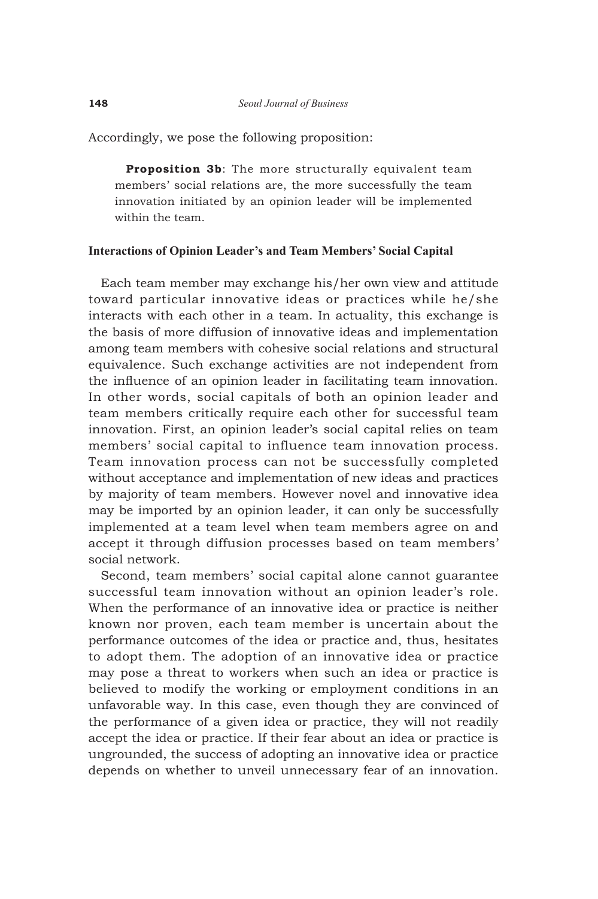Accordingly, we pose the following proposition:

> **Proposition 3b**: The more structurally equivalent team members' social relations are, the more successfully the team innovation initiated by an opinion leader will be implemented within the team.

### Interactions of Opinion Leader's and Team Members' Social Capital

Each team member may exchange his/her own view and attitude toward particular innovative ideas or practices while he/she interacts with each other in a team. In actuality, this exchange is the basis of more diffusion of innovative ideas and implementation among team members with cohesive social relations and structural equivalence. Such exchange activities are not independent from the influence of an opinion leader in facilitating team innovation. In other words, social capitals of both an opinion leader and team members critically require each other for successful team innovation. First, an opinion leader's social capital relies on team members' social capital to influence team innovation process. Team innovation process can not be successfully completed without acceptance and implementation of new ideas and practices by majority of team members. However novel and innovative idea may be imported by an opinion leader, it can only be successfully implemented at a team level when team members agree on and accept it through diffusion processes based on team members' social network.

Second, team members' social capital alone cannot guarantee successful team innovation without an opinion leader's role. When the performance of an innovative idea or practice is neither known nor proven, each team member is uncertain about the performance outcomes of the idea or practice and, thus, hesitates to adopt them. The adoption of an innovative idea or practice may pose a threat to workers when such an idea or practice is believed to modify the working or employment conditions in an unfavorable way. In this case, even though they are convinced of the performance of a given idea or practice, they will not readily accept the idea or practice. If their fear about an idea or practice is ungrounded, the success of adopting an innovative idea or practice depends on whether to unveil unnecessary fear of an innovation.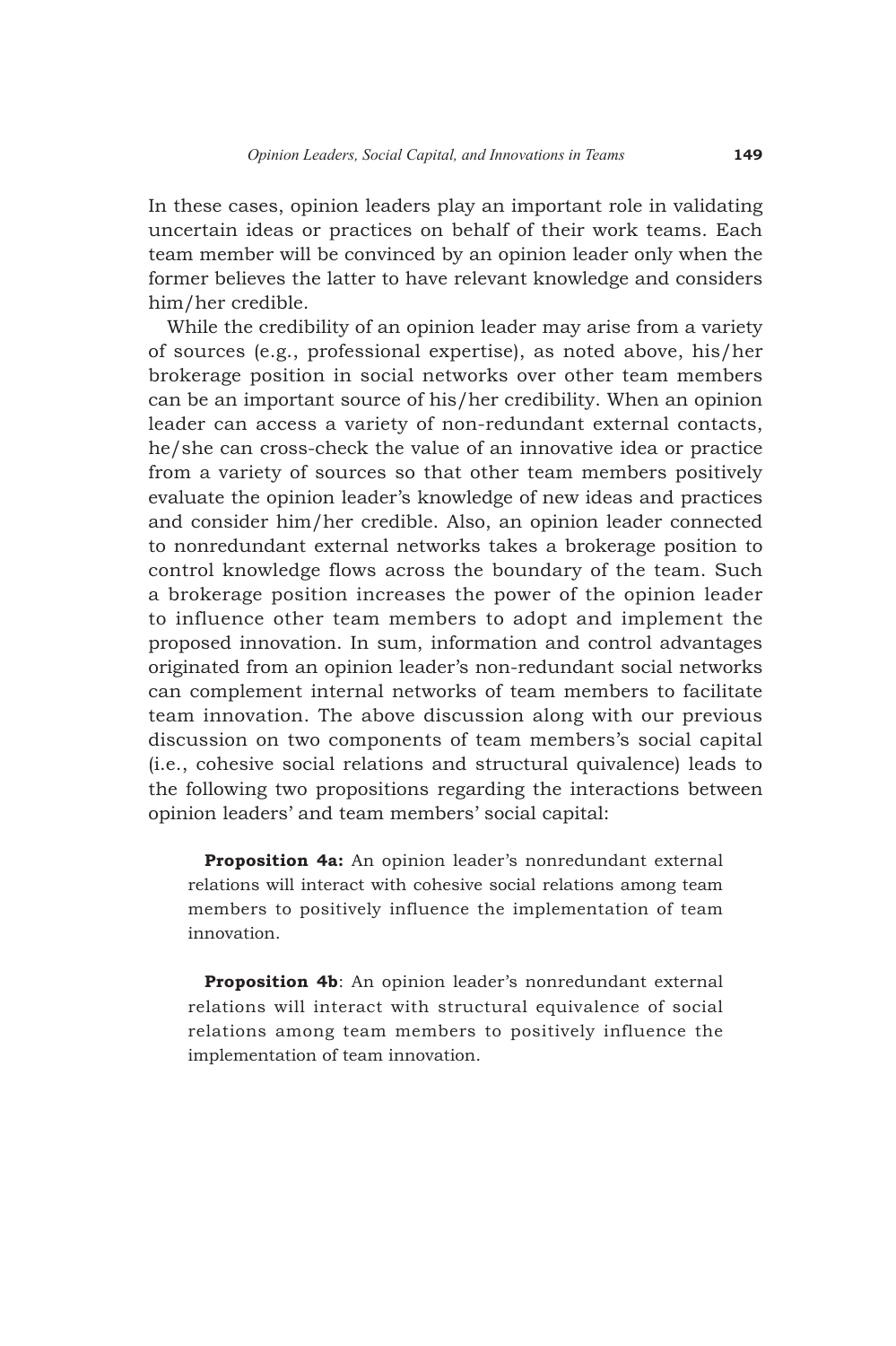In these cases, opinion leaders play an important role in validating uncertain ideas or practices on behalf of their work teams. Each team member will be convinced by an opinion leader only when the former believes the latter to have relevant knowledge and considers him/her credible.

While the credibility of an opinion leader may arise from a variety of sources (e.g., professional expertise), as noted above, his/her brokerage position in social networks over other team members can be an important source of his/her credibility. When an opinion leader can access a variety of non-redundant external contacts, he/she can cross-check the value of an innovative idea or practice from a variety of sources so that other team members positively evaluate the opinion leader's knowledge of new ideas and practices and consider him/her credible. Also, an opinion leader connected to nonredundant external networks takes a brokerage position to control knowledge flows across the boundary of the team. Such a brokerage position increases the power of the opinion leader to influence other team members to adopt and implement the proposed innovation. In sum, information and control advantages originated from an opinion leader's non-redundant social networks can complement internal networks of team members to facilitate team innovation. The above discussion along with our previous discussion on two components of team members's social capital (i.e., cohesive social relations and structural quivalence) leads to the following two propositions regarding the interactions between opinion leaders' and team members' social capital:

> **Proposition 4a:** An opinion leader's nonredundant external relations will interact with cohesive social relations among team members to positively influence the implementation of team innovation.

> **Proposition 4b**: An opinion leader's nonredundant external relations will interact with structural equivalence of social relations among team members to positively influence the implementation of team innovation.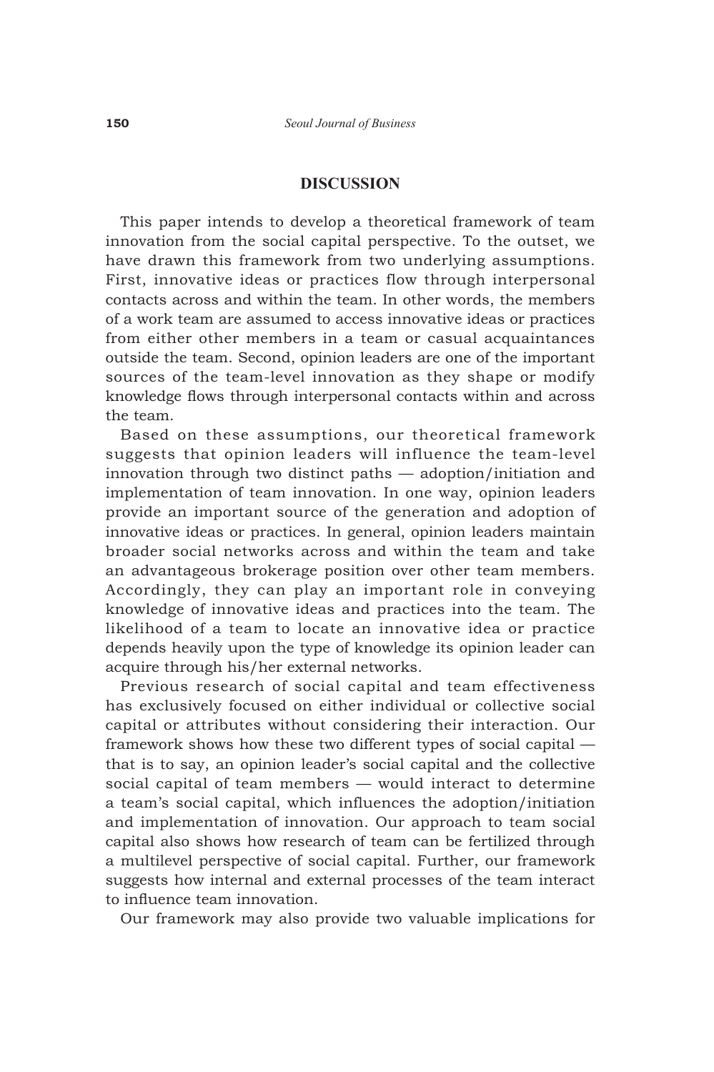## DISCUSSION

This paper intends to develop a theoretical framework of team innovation from the social capital perspective. To the outset, we have drawn this framework from two underlying assumptions. First, innovative ideas or practices flow through interpersonal contacts across and within the team. In other words, the members of a work team are assumed to access innovative ideas or practices from either other members in a team or casual acquaintances outside the team. Second, opinion leaders are one of the important sources of the team-level innovation as they shape or modify knowledge flows through interpersonal contacts within and across the team.

Based on these assumptions, our theoretical framework suggests that opinion leaders will influence the team-level innovation through two distinct paths — adoption/initiation and implementation of team innovation. In one way, opinion leaders provide an important source of the generation and adoption of innovative ideas or practices. In general, opinion leaders maintain broader social networks across and within the team and take an advantageous brokerage position over other team members. Accordingly, they can play an important role in conveying knowledge of innovative ideas and practices into the team. The likelihood of a team to locate an innovative idea or practice depends heavily upon the type of knowledge its opinion leader can acquire through his/her external networks.

Previous research of social capital and team effectiveness has exclusively focused on either individual or collective social capital or attributes without considering their interaction. Our framework shows how these two different types of social capital — that is to say, an opinion leader's social capital and the collective social capital of team members — would interact to determine a team's social capital, which influences the adoption/initiation and implementation of innovation. Our approach to team social capital also shows how research of team can be fertilized through a multilevel perspective of social capital. Further, our framework suggests how internal and external processes of the team interact to influence team innovation.

Our framework may also provide two valuable implications for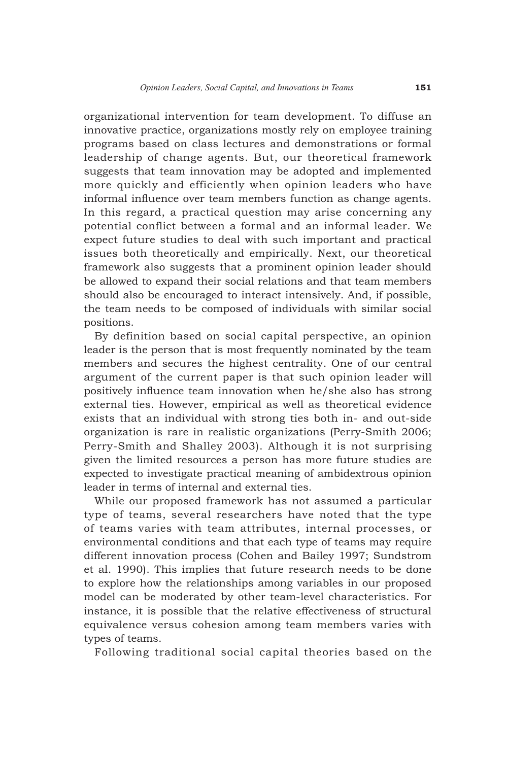organizational intervention for team development. To diffuse an innovative practice, organizations mostly rely on employee training programs based on class lectures and demonstrations or formal leadership of change agents. But, our theoretical framework suggests that team innovation may be adopted and implemented more quickly and efficiently when opinion leaders who have informal influence over team members function as change agents. In this regard, a practical question may arise concerning any potential conflict between a formal and an informal leader. We expect future studies to deal with such important and practical issues both theoretically and empirically. Next, our theoretical framework also suggests that a prominent opinion leader should be allowed to expand their social relations and that team members should also be encouraged to interact intensively. And, if possible, the team needs to be composed of individuals with similar social positions.

By definition based on social capital perspective, an opinion leader is the person that is most frequently nominated by the team members and secures the highest centrality. One of our central argument of the current paper is that such opinion leader will positively influence team innovation when he/she also has strong external ties. However, empirical as well as theoretical evidence exists that an individual with strong ties both in- and out-side organization is rare in realistic organizations (Perry-Smith 2006; Perry-Smith and Shalley 2003). Although it is not surprising given the limited resources a person has more future studies are expected to investigate practical meaning of ambidextrous opinion leader in terms of internal and external ties.

While our proposed framework has not assumed a particular type of teams, several researchers have noted that the type of teams varies with team attributes, internal processes, or environmental conditions and that each type of teams may require different innovation process (Cohen and Bailey 1997; Sundstrom et al. 1990). This implies that future research needs to be done to explore how the relationships among variables in our proposed model can be moderated by other team-level characteristics. For instance, it is possible that the relative effectiveness of structural equivalence versus cohesion among team members varies with types of teams.

Following traditional social capital theories based on the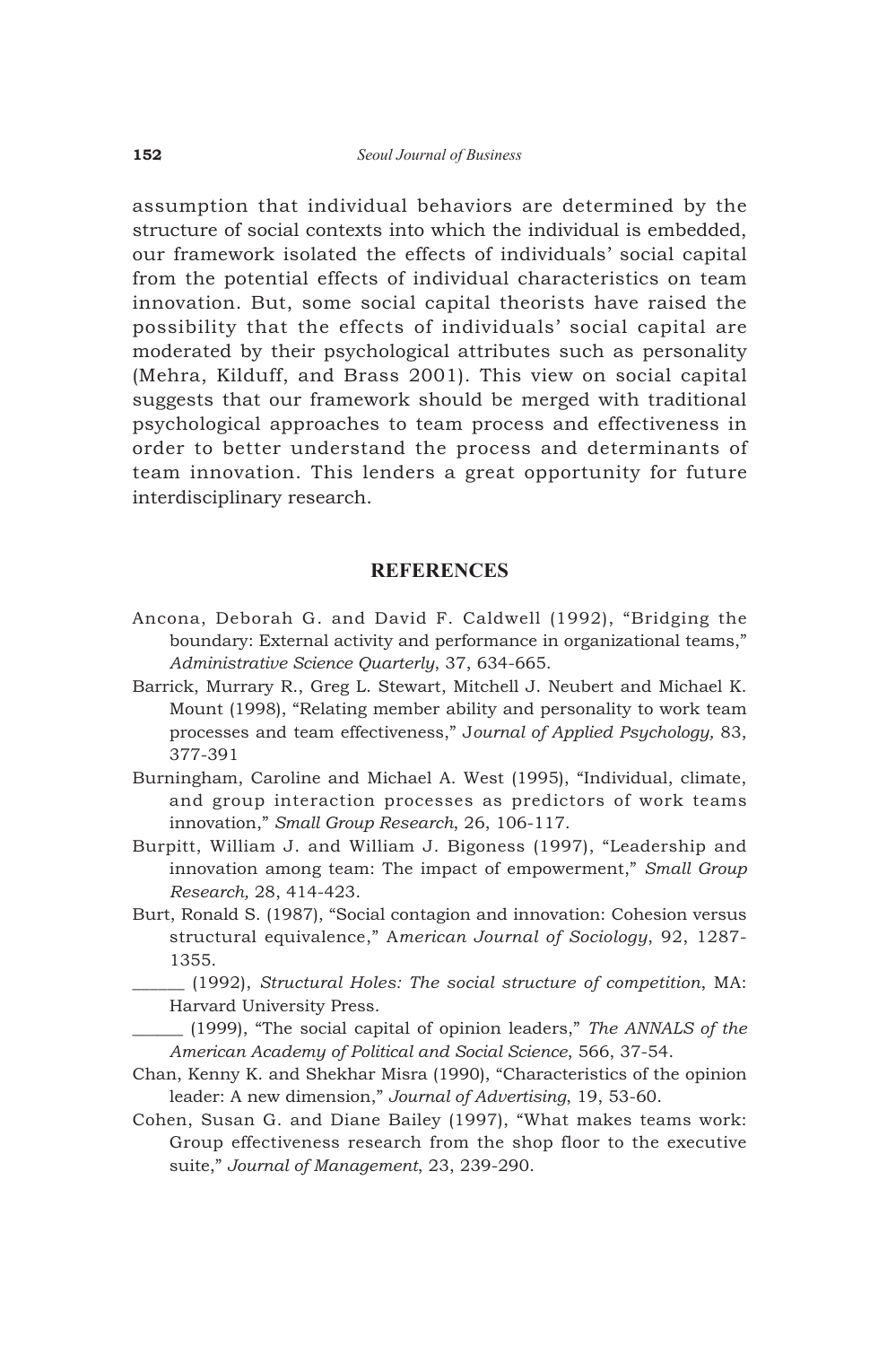assumption that individual behaviors are determined by the structure of social contexts into which the individual is embedded, our framework isolated the effects of individuals' social capital from the potential effects of individual characteristics on team innovation. But, some social capital theorists have raised the possibility that the effects of individuals' social capital are moderated by their psychological attributes such as personality (Mehra, Kilduff, and Brass 2001). This view on social capital suggests that our framework should be merged with traditional psychological approaches to team process and effectiveness in order to better understand the process and determinants of team innovation. This lenders a great opportunity for future interdisciplinary research.

## REFERENCES

Ancona, Deborah G. and David F. Caldwell (1992), "Bridging the boundary: External activity and performance in organizational teams," *Administrative Science Quarterly*, 37, 634-665.

Barrick, Murrary R., Greg L. Stewart, Mitchell J. Neubert and Michael K. Mount (1998), "Relating member ability and personality to work team processes and team effectiveness," J*ournal of Applied Psychology,* 83, 377-391

Burningham, Caroline and Michael A. West (1995), "Individual, climate, and group interaction processes as predictors of work teams innovation," *Small Group Research*, 26, 106-117.

Burpitt, William J. and William J. Bigoness (1997), "Leadership and innovation among team: The impact of empowerment," *Small Group Research,* 28, 414-423.

Burt, Ronald S. (1987), "Social contagion and innovation: Cohesion versus structural equivalence," A*merican Journal of Sociology*, 92, 1287-1355.

______ (1992), *Structural Holes: The social structure of competition*, MA: Harvard University Press.

______ (1999), "The social capital of opinion leaders," *The ANNALS of the American Academy of Political and Social Science*, 566, 37-54.

Chan, Kenny K. and Shekhar Misra (1990), "Characteristics of the opinion leader: A new dimension," *Journal of Advertising*, 19, 53-60.

Cohen, Susan G. and Diane Bailey (1997), "What makes teams work: Group effectiveness research from the shop floor to the executive suite," *Journal of Management*, 23, 239-290.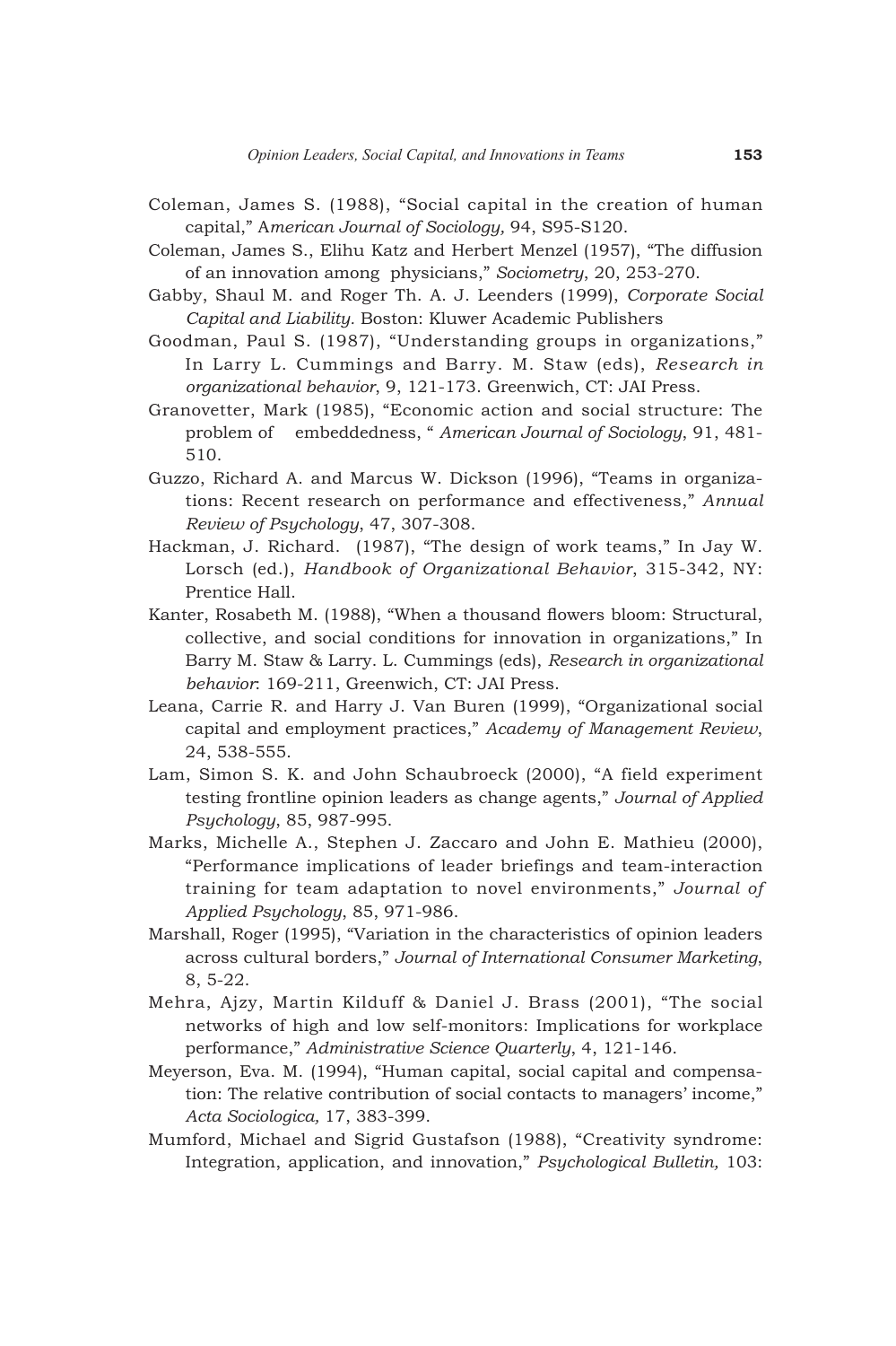Coleman, James S. (1988), "Social capital in the creation of human capital," A*merican Journal of Sociology,* 94, S95-S120.

Coleman, James S., Elihu Katz and Herbert Menzel (1957), "The diffusion of an innovation among physicians," *Sociometry*, 20, 253-270.

Gabby, Shaul M. and Roger Th. A. J. Leenders (1999), *Corporate Social Capital and Liability.* Boston: Kluwer Academic Publishers

Goodman, Paul S. (1987), "Understanding groups in organizations," In Larry L. Cummings and Barry. M. Staw (eds), *Research in organizational behavior*, 9, 121-173. Greenwich, CT: JAI Press.

Granovetter, Mark (1985), "Economic action and social structure: The problem of embeddedness, " *American Journal of Sociology*, 91, 481-510.

Guzzo, Richard A. and Marcus W. Dickson (1996), "Teams in organizations: Recent research on performance and effectiveness," *Annual Review of Psychology*, 47, 307-308.

Hackman, J. Richard. (1987), "The design of work teams," In Jay W. Lorsch (ed.), *Handbook of Organizational Behavior*, 315-342, NY: Prentice Hall.

Kanter, Rosabeth M. (1988), "When a thousand flowers bloom: Structural, collective, and social conditions for innovation in organizations," In Barry M. Staw & Larry. L. Cummings (eds), *Research in organizational behavior*: 169-211, Greenwich, CT: JAI Press.

Leana, Carrie R. and Harry J. Van Buren (1999), "Organizational social capital and employment practices," *Academy of Management Review*, 24, 538-555.

Lam, Simon S. K. and John Schaubroeck (2000), "A field experiment testing frontline opinion leaders as change agents," *Journal of Applied Psychology*, 85, 987-995.

Marks, Michelle A., Stephen J. Zaccaro and John E. Mathieu (2000), "Performance implications of leader briefings and team-interaction training for team adaptation to novel environments," *Journal of Applied Psychology*, 85, 971-986.

Marshall, Roger (1995), "Variation in the characteristics of opinion leaders across cultural borders," *Journal of International Consumer Marketing*, 8, 5-22.

Mehra, Ajzy, Martin Kilduff & Daniel J. Brass (2001), "The social networks of high and low self-monitors: Implications for workplace performance," *Administrative Science Quarterly*, 4, 121-146.

Meyerson, Eva. M. (1994), "Human capital, social capital and compensation: The relative contribution of social contacts to managers' income," *Acta Sociologica,* 17, 383-399.

Mumford, Michael and Sigrid Gustafson (1988), "Creativity syndrome: Integration, application, and innovation," *Psychological Bulletin,* 103: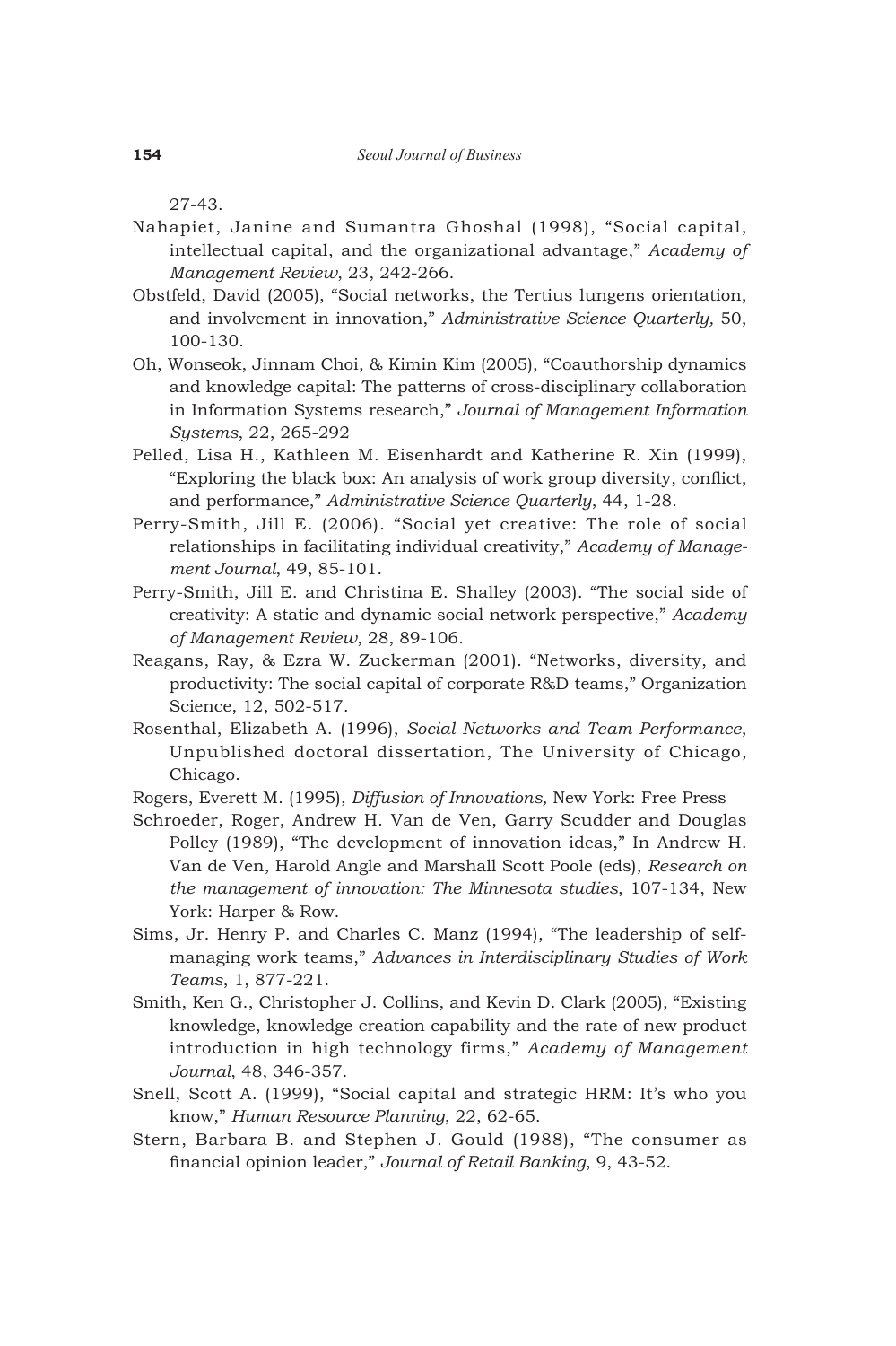27-43.

Nahapiet, Janine and Sumantra Ghoshal (1998), "Social capital, intellectual capital, and the organizational advantage," *Academy of Management Review*, 23, 242-266.

Obstfeld, David (2005), "Social networks, the Tertius lungens orientation, and involvement in innovation," *Administrative Science Quarterly,* 50, 100-130.

Oh, Wonseok, Jinnam Choi, & Kimin Kim (2005), "Coauthorship dynamics and knowledge capital: The patterns of cross-disciplinary collaboration in Information Systems research," *Journal of Management Information Systems*, 22, 265-292

Pelled, Lisa H., Kathleen M. Eisenhardt and Katherine R. Xin (1999), "Exploring the black box: An analysis of work group diversity, conflict, and performance," *Administrative Science Quarterly*, 44, 1-28.

Perry-Smith, Jill E. (2006). "Social yet creative: The role of social relationships in facilitating individual creativity," *Academy of Management Journal*, 49, 85-101.

Perry-Smith, Jill E. and Christina E. Shalley (2003). "The social side of creativity: A static and dynamic social network perspective," *Academy of Management Review*, 28, 89-106.

Reagans, Ray, & Ezra W. Zuckerman (2001). "Networks, diversity, and productivity: The social capital of corporate R&D teams," Organization Science, 12, 502-517.

Rosenthal, Elizabeth A. (1996), *Social Networks and Team Performance*, Unpublished doctoral dissertation, The University of Chicago, Chicago.

Rogers, Everett M. (1995), *Diffusion of Innovations,* New York: Free Press

Schroeder, Roger, Andrew H. Van de Ven, Garry Scudder and Douglas Polley (1989), "The development of innovation ideas," In Andrew H. Van de Ven, Harold Angle and Marshall Scott Poole (eds), *Research on the management of innovation: The Minnesota studies,* 107-134, New York: Harper & Row.

Sims, Jr. Henry P. and Charles C. Manz (1994), "The leadership of self-managing work teams," *Advances in Interdisciplinary Studies of Work Teams*, 1, 877-221.

Smith, Ken G., Christopher J. Collins, and Kevin D. Clark (2005), "Existing knowledge, knowledge creation capability and the rate of new product introduction in high technology firms," *Academy of Management Journal*, 48, 346-357.

Snell, Scott A. (1999), "Social capital and strategic HRM: It's who you know," *Human Resource Planning*, 22, 62-65.

Stern, Barbara B. and Stephen J. Gould (1988), "The consumer as financial opinion leader," *Journal of Retail Banking*, 9, 43-52.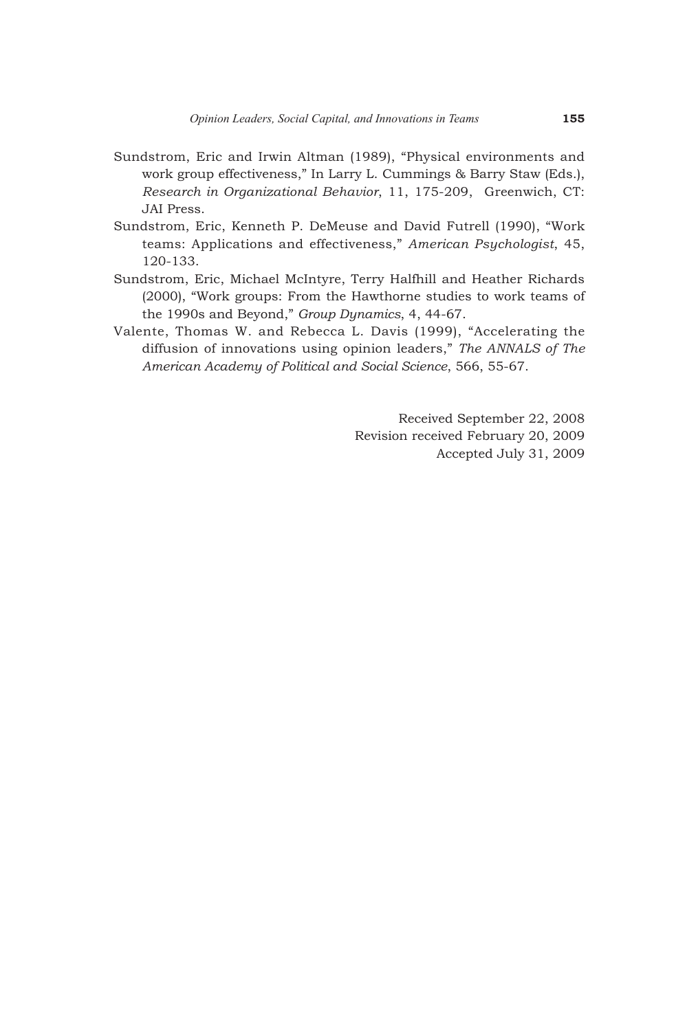Sundstrom, Eric and Irwin Altman (1989), "Physical environments and work group effectiveness," In Larry L. Cummings & Barry Staw (Eds.), *Research in Organizational Behavior*, 11, 175-209, Greenwich, CT: JAI Press.

Sundstrom, Eric, Kenneth P. DeMeuse and David Futrell (1990), "Work teams: Applications and effectiveness," *American Psychologist*, 45, 120-133.

Sundstrom, Eric, Michael McIntyre, Terry Halfhill and Heather Richards (2000), "Work groups: From the Hawthorne studies to work teams of the 1990s and Beyond," *Group Dynamics*, 4, 44-67.

Valente, Thomas W. and Rebecca L. Davis (1999), "Accelerating the diffusion of innovations using opinion leaders," *The ANNALS of The American Academy of Political and Social Science*, 566, 55-67.

Received September 22, 2008
Revision received February 20, 2009
Accepted July 31, 2009